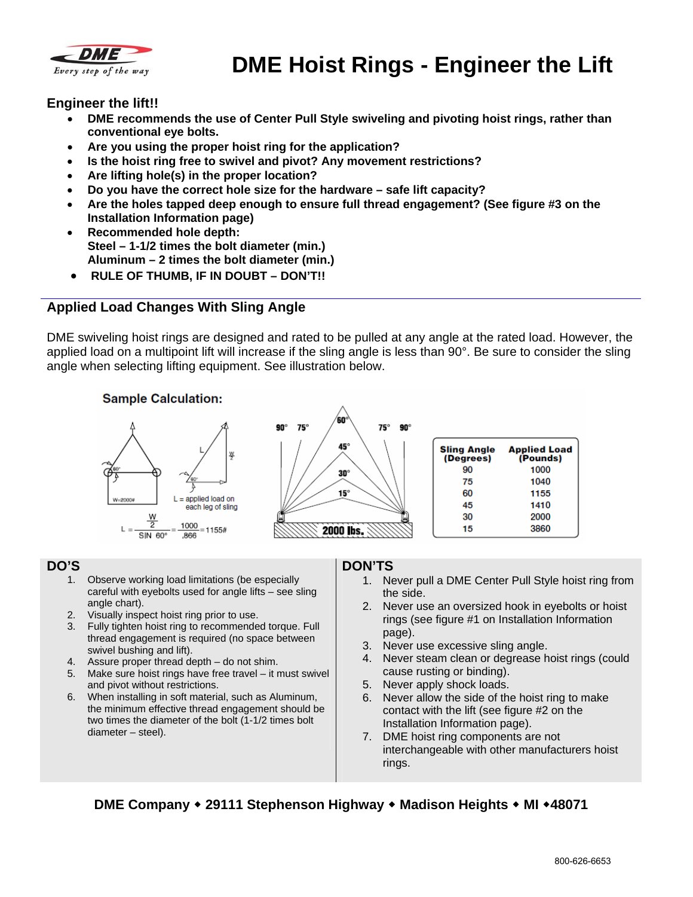# DME Hoist Rings - Engineer the Lift

## Engineer the lift!!

- **DME recommends the use of Center Pull Style swiveling and pivoting hoist rings, rather than conventional eye bolts.**
- **Are you using the proper hoist ring for the application?**
- **Is the hoist ring free to swivel and pivot? Any movement restrictions?**
- **Are lifting hole(s) in the proper location?**
- **Do you have the correct hole size for the hardware – safe lift capacity?**
- **Are the holes tapped deep enough to ensure full thread engagement? (See figure #3 on the Installation Information page)**
- **Recommended hole depth:**
  **Steel – 1-1/2 times the bolt diameter (min.)**
  **Aluminum – 2 times the bolt diameter (min.)**
- **RULE OF THUMB, IF IN DOUBT – DON'T!!**

## Applied Load Changes With Sling Angle

DME swiveling hoist rings are designed and rated to be pulled at any angle at the rated load. However, the applied load on a multipoint lift will increase if the sling angle is less than 90°. Be sure to consider the sling angle when selecting lifting equipment. See illustration below.

**Sample Calculation:**

W=2000#

L = applied load on each leg of sling

$$L = \frac{\frac{W}{2}}{\text{SIN } 60°} = \frac{1000}{.866} = 1155\#$$

2000 lbs.

| Sling Angle (Degrees) | Applied Load (Pounds) |
|---|---|
| 90 | 1000 |
| 75 | 1040 |
| 60 | 1155 |
| 45 | 1410 |
| 30 | 2000 |
| 15 | 3860 |

## DO'S

1. Observe working load limitations (be especially careful with eyebolts used for angle lifts – see sling angle chart).
2. Visually inspect hoist ring prior to use.
3. Fully tighten hoist ring to recommended torque. Full thread engagement is required (no space between swivel bushing and lift).
4. Assure proper thread depth – do not shim.
5. Make sure hoist rings have free travel – it must swivel and pivot without restrictions.
6. When installing in soft material, such as Aluminum, the minimum effective thread engagement should be two times the diameter of the bolt (1-1/2 times bolt diameter – steel).

## DON'TS

1. Never pull a DME Center Pull Style hoist ring from the side.
2. Never use an oversized hook in eyebolts or hoist rings (see figure #1 on Installation Information page).
3. Never use excessive sling angle.
4. Never steam clean or degrease hoist rings (could cause rusting or binding).
5. Never apply shock loads.
6. Never allow the side of the hoist ring to make contact with the lift (see figure #2 on the Installation Information page).
7. DME hoist ring components are not interchangeable with other manufacturers hoist rings.

**DME Company ◆ 29111 Stephenson Highway ◆ Madison Heights ◆ MI ◆48071**

800-626-6653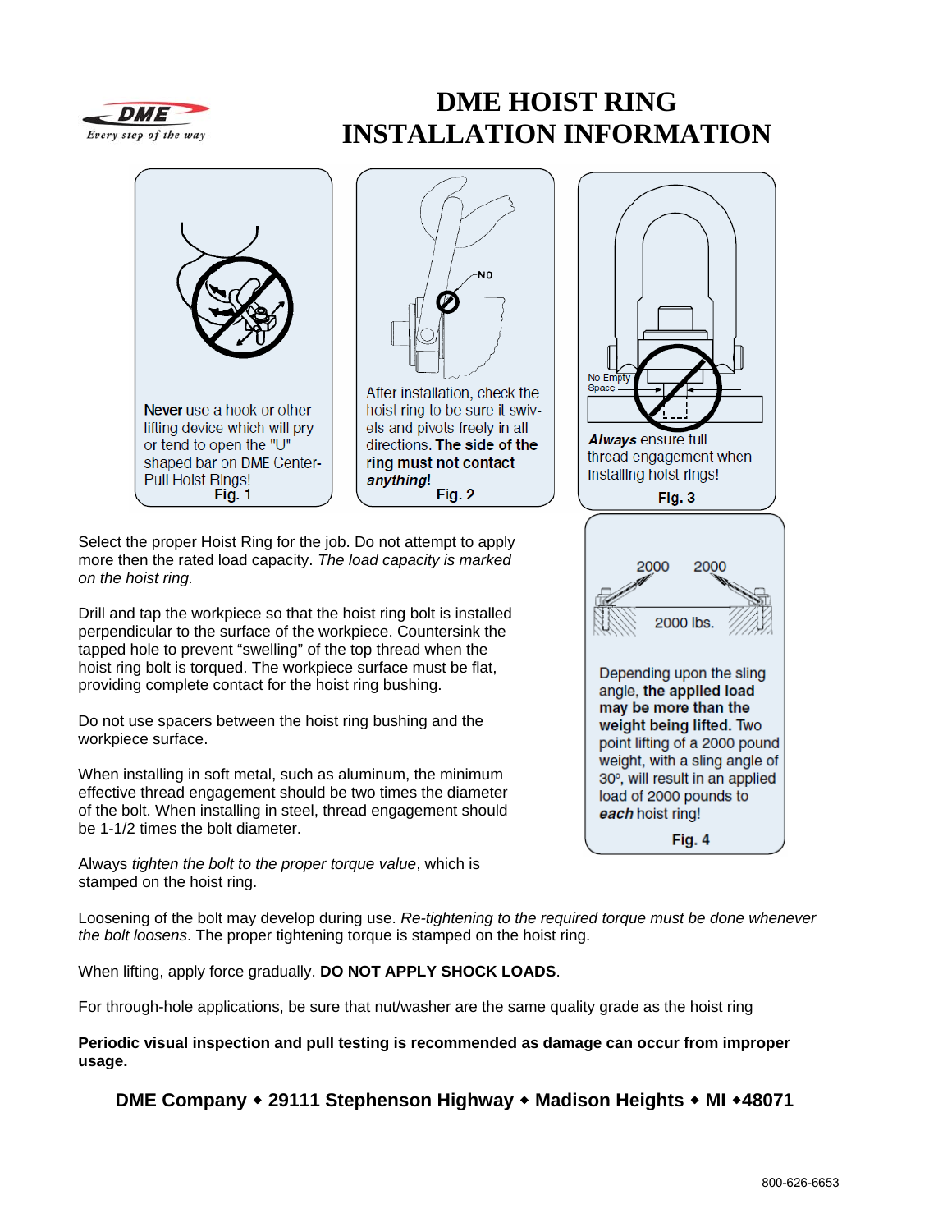# DME HOIST RING INSTALLATION INFORMATION

**Never** use a hook or other lifting device which will pry or tend to open the "U" shaped bar on DME Center-Pull Hoist Rings!

**Fig. 1**

NO

After installation, check the hoist ring to be sure it swivels and pivots freely in all directions. **The side of the ring must not contact *anything*!**

**Fig. 2**

No Empty Space

***Always*** ensure full thread engagement when installing hoist rings!

**Fig. 3**

2000 2000

2000 lbs.

Depending upon the sling angle, **the applied load may be more than the weight being lifted.** Two point lifting of a 2000 pound weight, with a sling angle of 30°, will result in an applied load of 2000 pounds to ***each*** hoist ring!

**Fig. 4**

Select the proper Hoist Ring for the job. Do not attempt to apply more then the rated load capacity. *The load capacity is marked on the hoist ring.*

Drill and tap the workpiece so that the hoist ring bolt is installed perpendicular to the surface of the workpiece. Countersink the tapped hole to prevent "swelling" of the top thread when the hoist ring bolt is torqued. The workpiece surface must be flat, providing complete contact for the hoist ring bushing.

Do not use spacers between the hoist ring bushing and the workpiece surface.

When installing in soft metal, such as aluminum, the minimum effective thread engagement should be two times the diameter of the bolt. When installing in steel, thread engagement should be 1-1/2 times the bolt diameter.

Always *tighten the bolt to the proper torque value*, which is stamped on the hoist ring.

Loosening of the bolt may develop during use. *Re-tightening to the required torque must be done whenever the bolt loosens*. The proper tightening torque is stamped on the hoist ring.

When lifting, apply force gradually. **DO NOT APPLY SHOCK LOADS**.

For through-hole applications, be sure that nut/washer are the same quality grade as the hoist ring

**Periodic visual inspection and pull testing is recommended as damage can occur from improper usage.**

**DME Company ◆ 29111 Stephenson Highway ◆ Madison Heights ◆ MI ◆48071**

800-626-6653